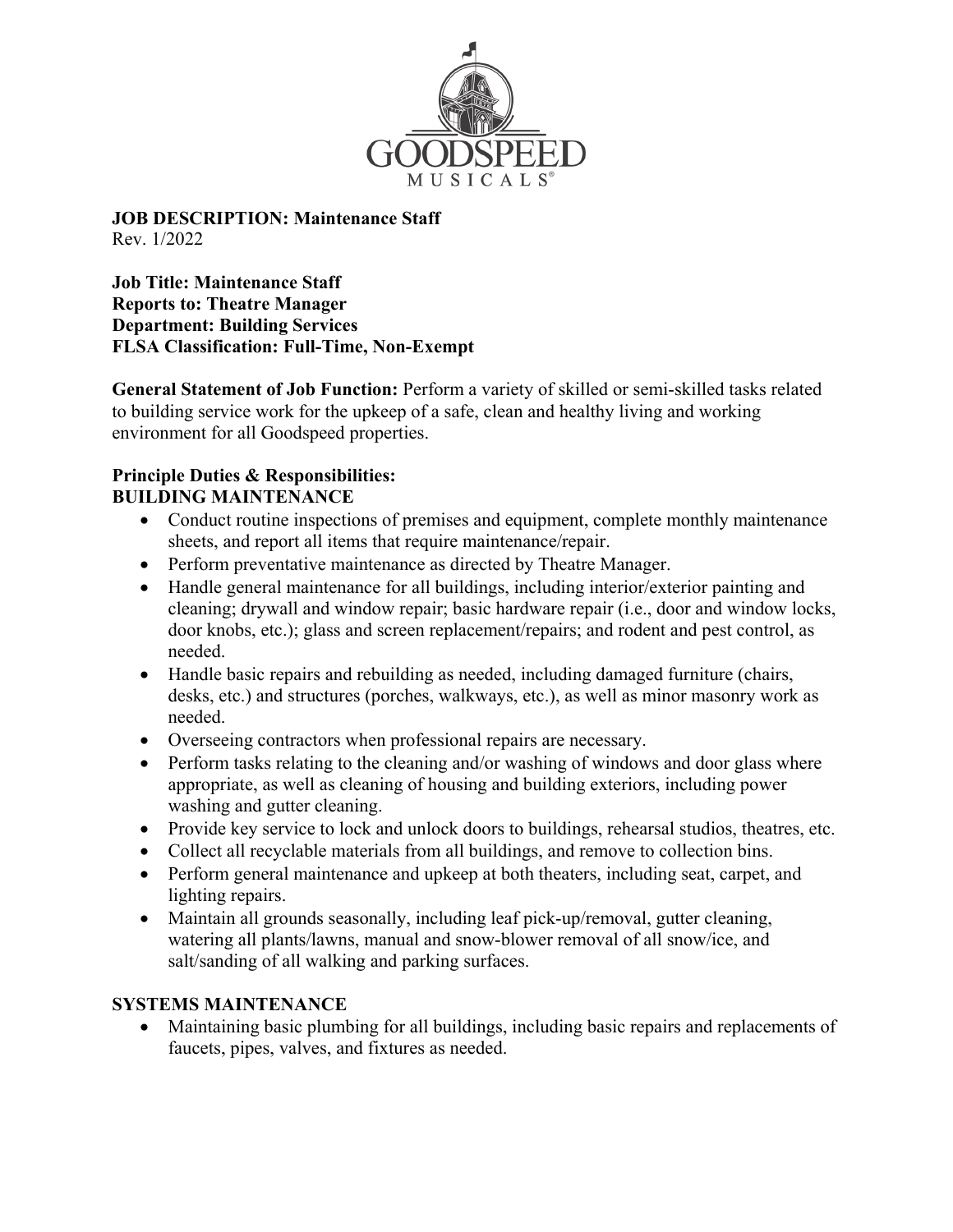**JOB DESCRIPTION: Maintenance Staff**
Rev. 1/2022

**Job Title: Maintenance Staff**
**Reports to: Theatre Manager**
**Department: Building Services**
**FLSA Classification: Full-Time, Non-Exempt**

**General Statement of Job Function:** Perform a variety of skilled or semi-skilled tasks related to building service work for the upkeep of a safe, clean and healthy living and working environment for all Goodspeed properties.

**Principle Duties & Responsibilities:**
**BUILDING MAINTENANCE**

- Conduct routine inspections of premises and equipment, complete monthly maintenance sheets, and report all items that require maintenance/repair.
- Perform preventative maintenance as directed by Theatre Manager.
- Handle general maintenance for all buildings, including interior/exterior painting and cleaning; drywall and window repair; basic hardware repair (i.e., door and window locks, door knobs, etc.); glass and screen replacement/repairs; and rodent and pest control, as needed.
- Handle basic repairs and rebuilding as needed, including damaged furniture (chairs, desks, etc.) and structures (porches, walkways, etc.), as well as minor masonry work as needed.
- Overseeing contractors when professional repairs are necessary.
- Perform tasks relating to the cleaning and/or washing of windows and door glass where appropriate, as well as cleaning of housing and building exteriors, including power washing and gutter cleaning.
- Provide key service to lock and unlock doors to buildings, rehearsal studios, theatres, etc.
- Collect all recyclable materials from all buildings, and remove to collection bins.
- Perform general maintenance and upkeep at both theaters, including seat, carpet, and lighting repairs.
- Maintain all grounds seasonally, including leaf pick-up/removal, gutter cleaning, watering all plants/lawns, manual and snow-blower removal of all snow/ice, and salt/sanding of all walking and parking surfaces.

**SYSTEMS MAINTENANCE**

- Maintaining basic plumbing for all buildings, including basic repairs and replacements of faucets, pipes, valves, and fixtures as needed.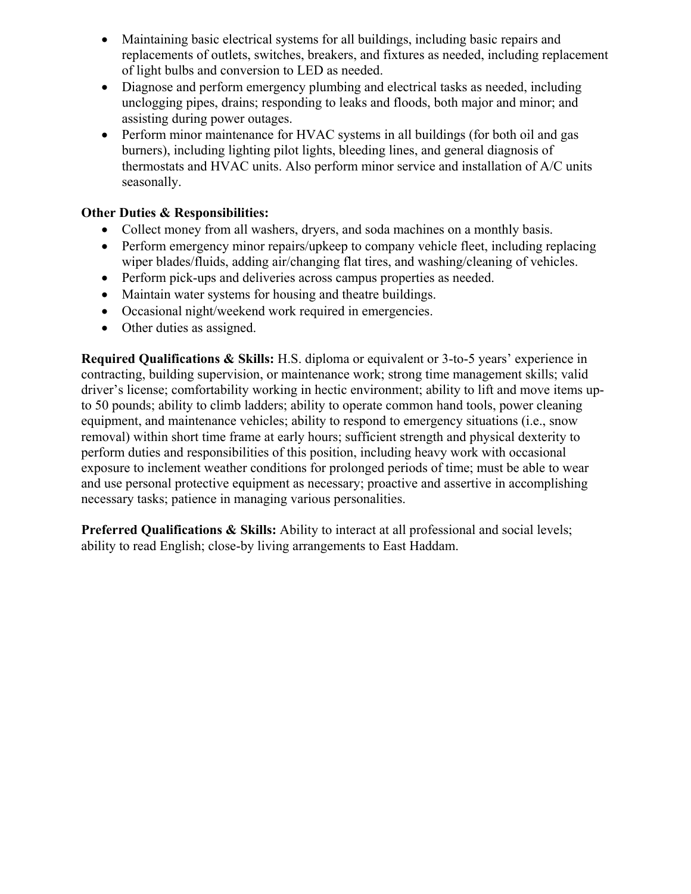- Maintaining basic electrical systems for all buildings, including basic repairs and replacements of outlets, switches, breakers, and fixtures as needed, including replacement of light bulbs and conversion to LED as needed.
- Diagnose and perform emergency plumbing and electrical tasks as needed, including unclogging pipes, drains; responding to leaks and floods, both major and minor; and assisting during power outages.
- Perform minor maintenance for HVAC systems in all buildings (for both oil and gas burners), including lighting pilot lights, bleeding lines, and general diagnosis of thermostats and HVAC units. Also perform minor service and installation of A/C units seasonally.

**Other Duties & Responsibilities:**

- Collect money from all washers, dryers, and soda machines on a monthly basis.
- Perform emergency minor repairs/upkeep to company vehicle fleet, including replacing wiper blades/fluids, adding air/changing flat tires, and washing/cleaning of vehicles.
- Perform pick-ups and deliveries across campus properties as needed.
- Maintain water systems for housing and theatre buildings.
- Occasional night/weekend work required in emergencies.
- Other duties as assigned.

**Required Qualifications & Skills:** H.S. diploma or equivalent or 3-to-5 years' experience in contracting, building supervision, or maintenance work; strong time management skills; valid driver's license; comfortability working in hectic environment; ability to lift and move items up-to 50 pounds; ability to climb ladders; ability to operate common hand tools, power cleaning equipment, and maintenance vehicles; ability to respond to emergency situations (i.e., snow removal) within short time frame at early hours; sufficient strength and physical dexterity to perform duties and responsibilities of this position, including heavy work with occasional exposure to inclement weather conditions for prolonged periods of time; must be able to wear and use personal protective equipment as necessary; proactive and assertive in accomplishing necessary tasks; patience in managing various personalities.

**Preferred Qualifications & Skills:** Ability to interact at all professional and social levels; ability to read English; close-by living arrangements to East Haddam.